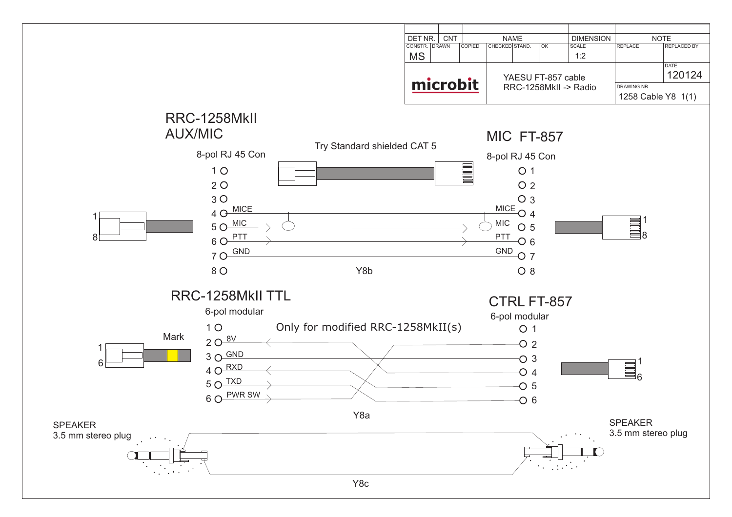| DET NR. | CNT | NAME | | | DIMENSION | NOTE | |
|---|---|---|---|---|---|---|---|
| CONSTR. MS | DRAWN | COPIED | CHECKED STAND. | OK | SCALE 1:2 | REPLACE | REPLACED BY |
| microbit | | YAESU FT-857 cable RRC-1258MkII -> Radio | | | | | DATE 120124 |
| | | | | | | DRAWING NR 1258 Cable Y8 1(1) | |

## RRC-1258MkII AUX/MIC

8-pol RJ 45 Con

Try Standard shielded CAT 5

## MIC FT-857

8-pol RJ 45 Con

| RRC-1258MkII AUX/MIC | Signal | MIC FT-857 |
|---|---|---|
| 1 | | 1 |
| 2 | | 2 |
| 3 | | 3 |
| 4 | MICE | 4 |
| 5 | MIC | 5 |
| 6 | PTT | 6 |
| 7 | GND | 7 |
| 8 | | 8 |

Y8b

## RRC-1258MkII TTL

6-pol modular

Mark

Only for modified RRC-1258MkII(s)

## CTRL FT-857

6-pol modular

| RRC-1258MkII TTL | Signal | CTRL FT-857 |
|---|---|---|
| 1 | | 1 |
| 2 | 8V | 6 |
| 3 | GND | 3 |
| 4 | RXD | 5 |
| 5 | TXD | 4 |
| 6 | PWR SW | 2 |

Y8a

SPEAKER
3.5 mm stereo plug

SPEAKER
3.5 mm stereo plug

Y8c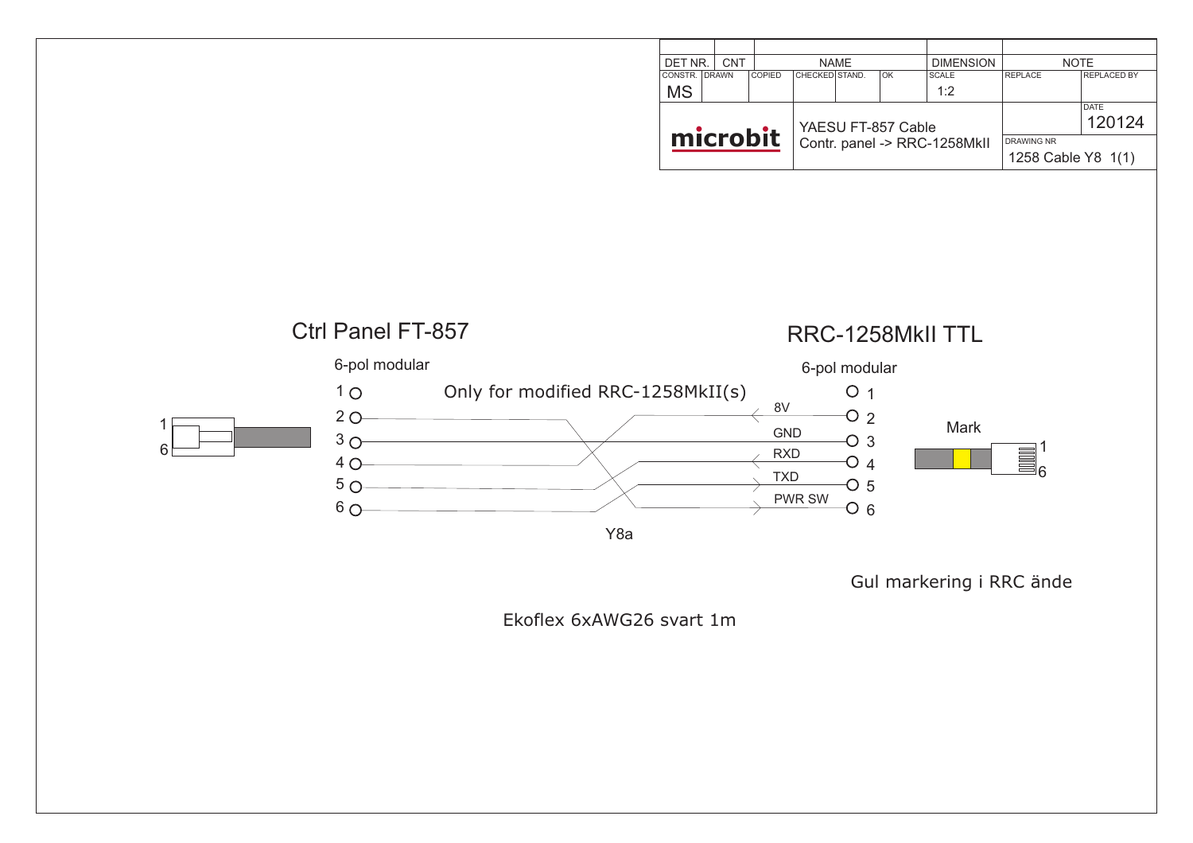| DET NR. | CNT | NAME | | | DIMENSION | NOTE | |
|---|---|---|---|---|---|---|---|
| CONSTR. | DRAWN | COPIED | CHECKED | STAND. | OK | SCALE | REPLACE | REPLACED BY |
| MS | | | | | | 1:2 | | |

microbit

YAESU FT-857 Cable
Contr. panel -> RRC-1258MkII

DATE 120124

DRAWING NR 1258 Cable Y8 1(1)

## Ctrl Panel FT-857

6-pol modular

1
2
3
4
5
6

Only for modified RRC-1258MkII(s)

## RRC-1258MkII TTL

6-pol modular

1
2 8V
3 GND
4 RXD
5 TXD
6 PWR SW

Mark

1
6

Y8a

Gul markering i RRC ände

Ekoflex 6xAWG26 svart 1m